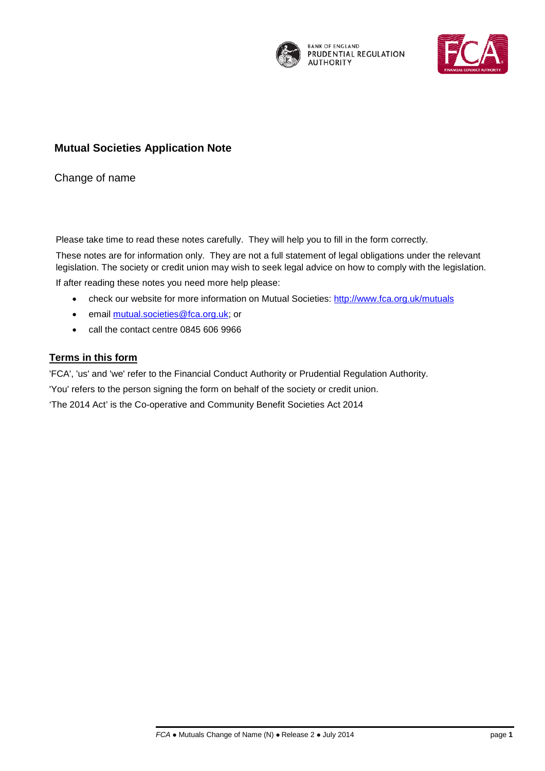# Mutual Societies Application Note

Change of name

Please take time to read these notes carefully. They will help you to fill in the form correctly.

These notes are for information only. They are not a full statement of legal obligations under the relevant legislation. The society or credit union may wish to seek legal advice on how to comply with the legislation.

If after reading these notes you need more help please:

- check our website for more information on Mutual Societies: http://www.fca.org.uk/mutuals
- email mutual.societies@fca.org.uk; or
- call the contact centre 0845 606 9966

## Terms in this form

'FCA', 'us' and 'we' refer to the Financial Conduct Authority or Prudential Regulation Authority.

'You' refers to the person signing the form on behalf of the society or credit union.

'The 2014 Act' is the Co-operative and Community Benefit Societies Act 2014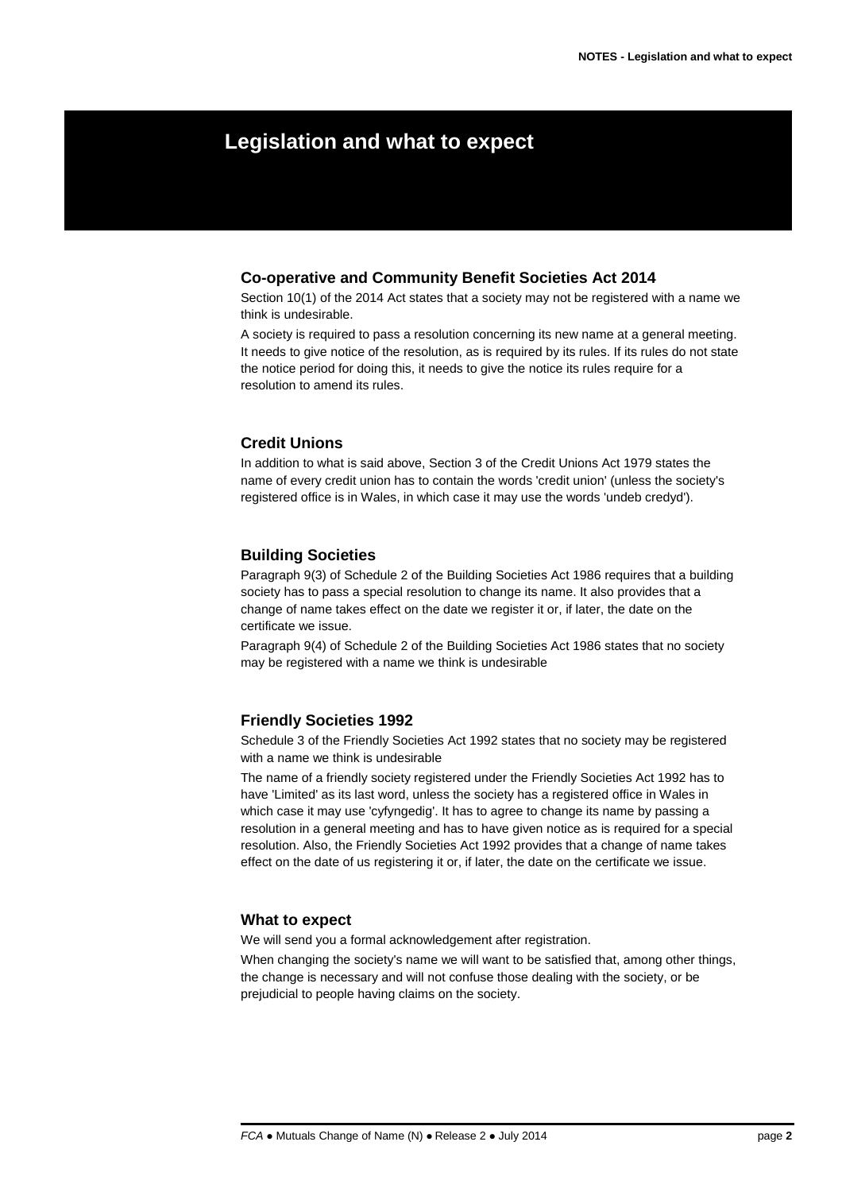# Legislation and what to expect

## Co-operative and Community Benefit Societies Act 2014

Section 10(1) of the 2014 Act states that a society may not be registered with a name we think is undesirable.

A society is required to pass a resolution concerning its new name at a general meeting. It needs to give notice of the resolution, as is required by its rules. If its rules do not state the notice period for doing this, it needs to give the notice its rules require for a resolution to amend its rules.

## Credit Unions

In addition to what is said above, Section 3 of the Credit Unions Act 1979 states the name of every credit union has to contain the words 'credit union' (unless the society's registered office is in Wales, in which case it may use the words 'undeb credyd').

## Building Societies

Paragraph 9(3) of Schedule 2 of the Building Societies Act 1986 requires that a building society has to pass a special resolution to change its name. It also provides that a change of name takes effect on the date we register it or, if later, the date on the certificate we issue.

Paragraph 9(4) of Schedule 2 of the Building Societies Act 1986 states that no society may be registered with a name we think is undesirable

## Friendly Societies 1992

Schedule 3 of the Friendly Societies Act 1992 states that no society may be registered with a name we think is undesirable

The name of a friendly society registered under the Friendly Societies Act 1992 has to have 'Limited' as its last word, unless the society has a registered office in Wales in which case it may use 'cyfyngedig'. It has to agree to change its name by passing a resolution in a general meeting and has to have given notice as is required for a special resolution. Also, the Friendly Societies Act 1992 provides that a change of name takes effect on the date of us registering it or, if later, the date on the certificate we issue.

## What to expect

We will send you a formal acknowledgement after registration.

When changing the society's name we will want to be satisfied that, among other things, the change is necessary and will not confuse those dealing with the society, or be prejudicial to people having claims on the society.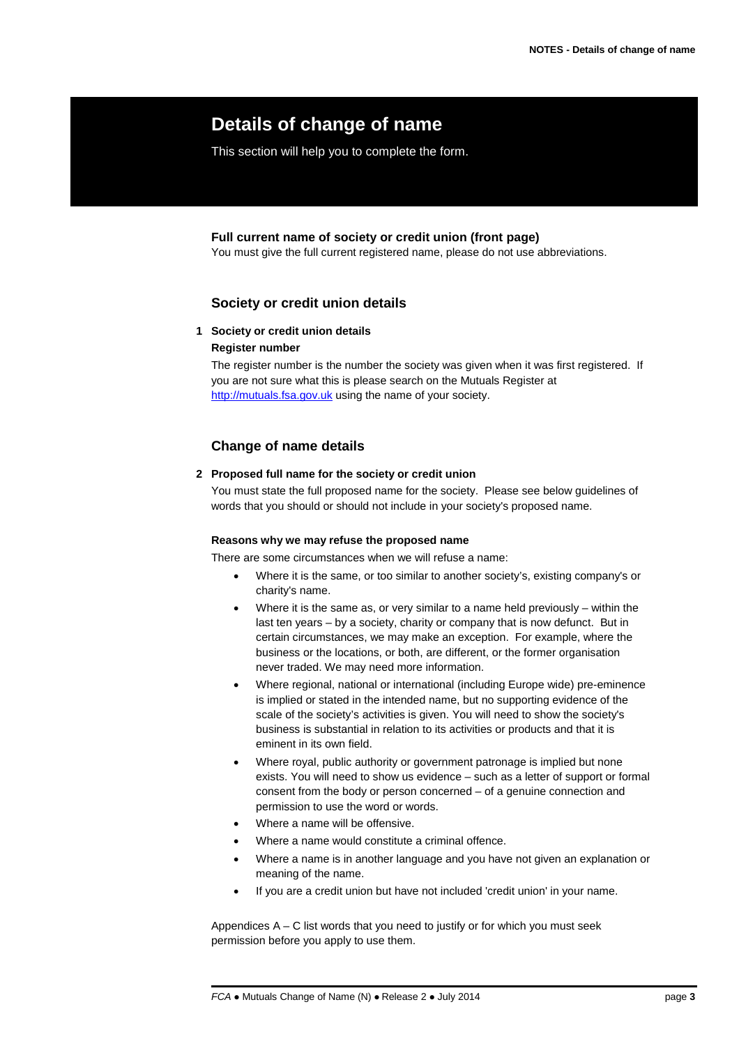# Details of change of name

This section will help you to complete the form.

**Full current name of society or credit union (front page)**
You must give the full current registered name, please do not use abbreviations.

## Society or credit union details

**1 Society or credit union details**

**Register number**

The register number is the number the society was given when it was first registered. If you are not sure what this is please search on the Mutuals Register at [http://mutuals.fsa.gov.uk](http://mutuals.fsa.gov.uk) using the name of your society.

## Change of name details

**2 Proposed full name for the society or credit union**

You must state the full proposed name for the society. Please see below guidelines of words that you should or should not include in your society's proposed name.

**Reasons why we may refuse the proposed name**

There are some circumstances when we will refuse a name:

- Where it is the same, or too similar to another society's, existing company's or charity's name.
- Where it is the same as, or very similar to a name held previously – within the last ten years – by a society, charity or company that is now defunct. But in certain circumstances, we may make an exception. For example, where the business or the locations, or both, are different, or the former organisation never traded. We may need more information.
- Where regional, national or international (including Europe wide) pre-eminence is implied or stated in the intended name, but no supporting evidence of the scale of the society's activities is given. You will need to show the society's business is substantial in relation to its activities or products and that it is eminent in its own field.
- Where royal, public authority or government patronage is implied but none exists. You will need to show us evidence – such as a letter of support or formal consent from the body or person concerned – of a genuine connection and permission to use the word or words.
- Where a name will be offensive.
- Where a name would constitute a criminal offence.
- Where a name is in another language and you have not given an explanation or meaning of the name.
- If you are a credit union but have not included 'credit union' in your name.

Appendices A – C list words that you need to justify or for which you must seek permission before you apply to use them.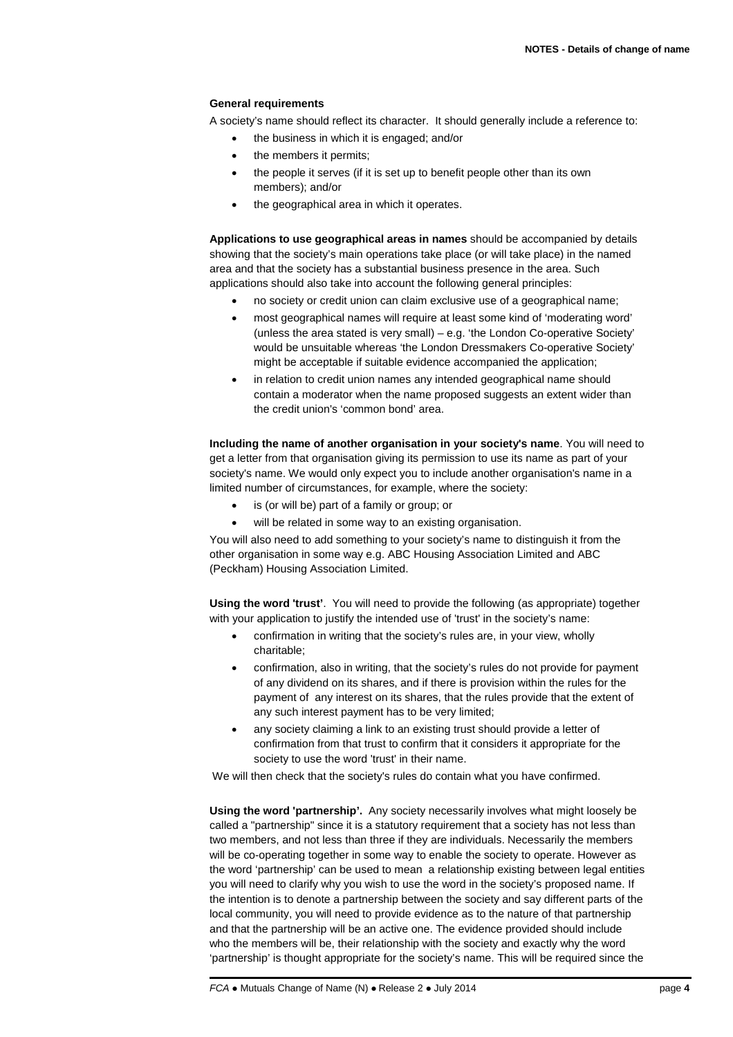**General requirements**

A society's name should reflect its character. It should generally include a reference to:

- the business in which it is engaged; and/or
- the members it permits;
- the people it serves (if it is set up to benefit people other than its own members); and/or
- the geographical area in which it operates.

**Applications to use geographical areas in names** should be accompanied by details showing that the society's main operations take place (or will take place) in the named area and that the society has a substantial business presence in the area. Such applications should also take into account the following general principles:

- no society or credit union can claim exclusive use of a geographical name;
- most geographical names will require at least some kind of 'moderating word' (unless the area stated is very small) – e.g. 'the London Co-operative Society' would be unsuitable whereas 'the London Dressmakers Co-operative Society' might be acceptable if suitable evidence accompanied the application;
- in relation to credit union names any intended geographical name should contain a moderator when the name proposed suggests an extent wider than the credit union's 'common bond' area.

**Including the name of another organisation in your society's name**. You will need to get a letter from that organisation giving its permission to use its name as part of your society's name. We would only expect you to include another organisation's name in a limited number of circumstances, for example, where the society:

- is (or will be) part of a family or group; or
- will be related in some way to an existing organisation.

You will also need to add something to your society's name to distinguish it from the other organisation in some way e.g. ABC Housing Association Limited and ABC (Peckham) Housing Association Limited.

**Using the word 'trust'**. You will need to provide the following (as appropriate) together with your application to justify the intended use of 'trust' in the society's name:

- confirmation in writing that the society's rules are, in your view, wholly charitable;
- confirmation, also in writing, that the society's rules do not provide for payment of any dividend on its shares, and if there is provision within the rules for the payment of any interest on its shares, that the rules provide that the extent of any such interest payment has to be very limited;
- any society claiming a link to an existing trust should provide a letter of confirmation from that trust to confirm that it considers it appropriate for the society to use the word 'trust' in their name.

We will then check that the society's rules do contain what you have confirmed.

**Using the word 'partnership'.** Any society necessarily involves what might loosely be called a "partnership" since it is a statutory requirement that a society has not less than two members, and not less than three if they are individuals. Necessarily the members will be co-operating together in some way to enable the society to operate. However as the word 'partnership' can be used to mean a relationship existing between legal entities you will need to clarify why you wish to use the word in the society's proposed name. If the intention is to denote a partnership between the society and say different parts of the local community, you will need to provide evidence as to the nature of that partnership and that the partnership will be an active one. The evidence provided should include who the members will be, their relationship with the society and exactly why the word 'partnership' is thought appropriate for the society's name. This will be required since the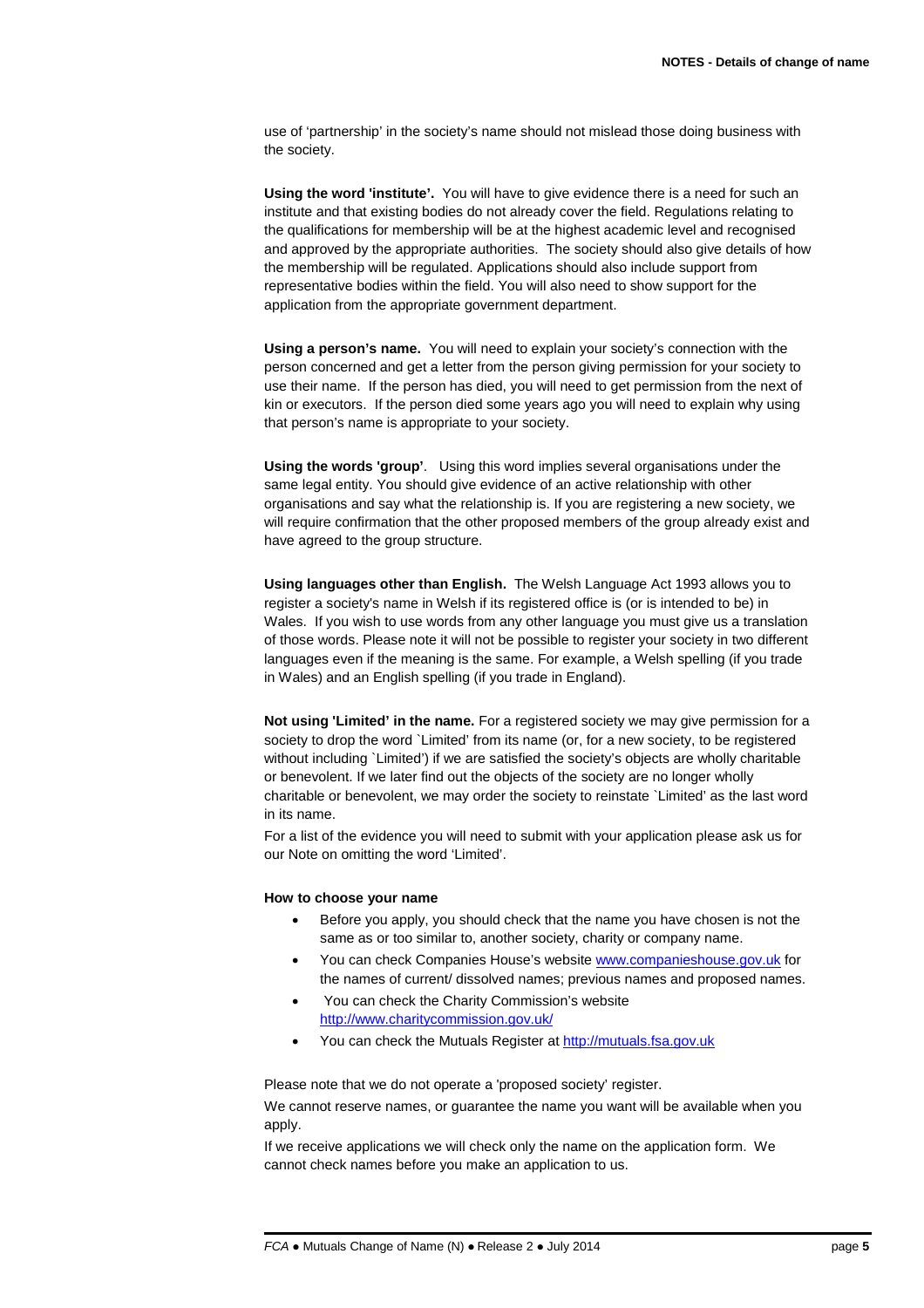use of 'partnership' in the society's name should not mislead those doing business with the society.

**Using the word 'institute'.** You will have to give evidence there is a need for such an institute and that existing bodies do not already cover the field. Regulations relating to the qualifications for membership will be at the highest academic level and recognised and approved by the appropriate authorities. The society should also give details of how the membership will be regulated. Applications should also include support from representative bodies within the field. You will also need to show support for the application from the appropriate government department.

**Using a person's name.** You will need to explain your society's connection with the person concerned and get a letter from the person giving permission for your society to use their name. If the person has died, you will need to get permission from the next of kin or executors. If the person died some years ago you will need to explain why using that person's name is appropriate to your society.

**Using the words 'group'**. Using this word implies several organisations under the same legal entity. You should give evidence of an active relationship with other organisations and say what the relationship is. If you are registering a new society, we will require confirmation that the other proposed members of the group already exist and have agreed to the group structure.

**Using languages other than English.** The Welsh Language Act 1993 allows you to register a society's name in Welsh if its registered office is (or is intended to be) in Wales. If you wish to use words from any other language you must give us a translation of those words. Please note it will not be possible to register your society in two different languages even if the meaning is the same. For example, a Welsh spelling (if you trade in Wales) and an English spelling (if you trade in England).

**Not using 'Limited' in the name.** For a registered society we may give permission for a society to drop the word `Limited' from its name (or, for a new society, to be registered without including `Limited') if we are satisfied the society's objects are wholly charitable or benevolent. If we later find out the objects of the society are no longer wholly charitable or benevolent, we may order the society to reinstate `Limited' as the last word in its name.

For a list of the evidence you will need to submit with your application please ask us for our Note on omitting the word 'Limited'.

**How to choose your name**

- Before you apply, you should check that the name you have chosen is not the same as or too similar to, another society, charity or company name.
- You can check Companies House's website [www.companieshouse.gov.uk](http://www.companieshouse.gov.uk) for the names of current/ dissolved names; previous names and proposed names.
- You can check the Charity Commission's website [http://www.charitycommission.gov.uk/](http://www.charitycommission.gov.uk/)
- You can check the Mutuals Register at [http://mutuals.fsa.gov.uk](http://mutuals.fsa.gov.uk)

Please note that we do not operate a 'proposed society' register.

We cannot reserve names, or guarantee the name you want will be available when you apply.

If we receive applications we will check only the name on the application form. We cannot check names before you make an application to us.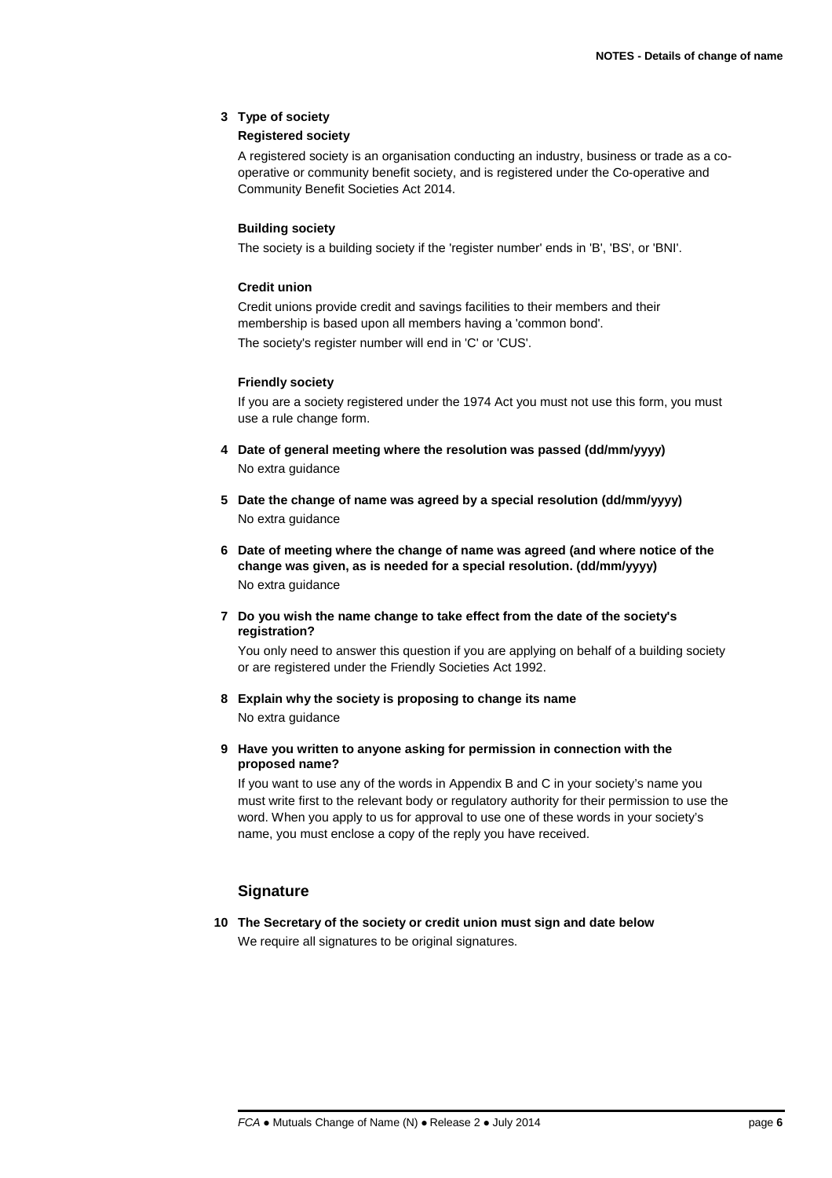**3 Type of society**

**Registered society**

A registered society is an organisation conducting an industry, business or trade as a co-operative or community benefit society, and is registered under the Co-operative and Community Benefit Societies Act 2014.

**Building society**

The society is a building society if the 'register number' ends in 'B', 'BS', or 'BNI'.

**Credit union**

Credit unions provide credit and savings facilities to their members and their membership is based upon all members having a 'common bond'.

The society's register number will end in 'C' or 'CUS'.

**Friendly society**

If you are a society registered under the 1974 Act you must not use this form, you must use a rule change form.

**4 Date of general meeting where the resolution was passed (dd/mm/yyyy)**

No extra guidance

**5 Date the change of name was agreed by a special resolution (dd/mm/yyyy)**

No extra guidance

**6 Date of meeting where the change of name was agreed (and where notice of the change was given, as is needed for a special resolution. (dd/mm/yyyy)**

No extra guidance

**7 Do you wish the name change to take effect from the date of the society's registration?**

You only need to answer this question if you are applying on behalf of a building society or are registered under the Friendly Societies Act 1992.

**8 Explain why the society is proposing to change its name**

No extra guidance

**9 Have you written to anyone asking for permission in connection with the proposed name?**

If you want to use any of the words in Appendix B and C in your society's name you must write first to the relevant body or regulatory authority for their permission to use the word. When you apply to us for approval to use one of these words in your society's name, you must enclose a copy of the reply you have received.

## Signature

**10 The Secretary of the society or credit union must sign and date below**

We require all signatures to be original signatures.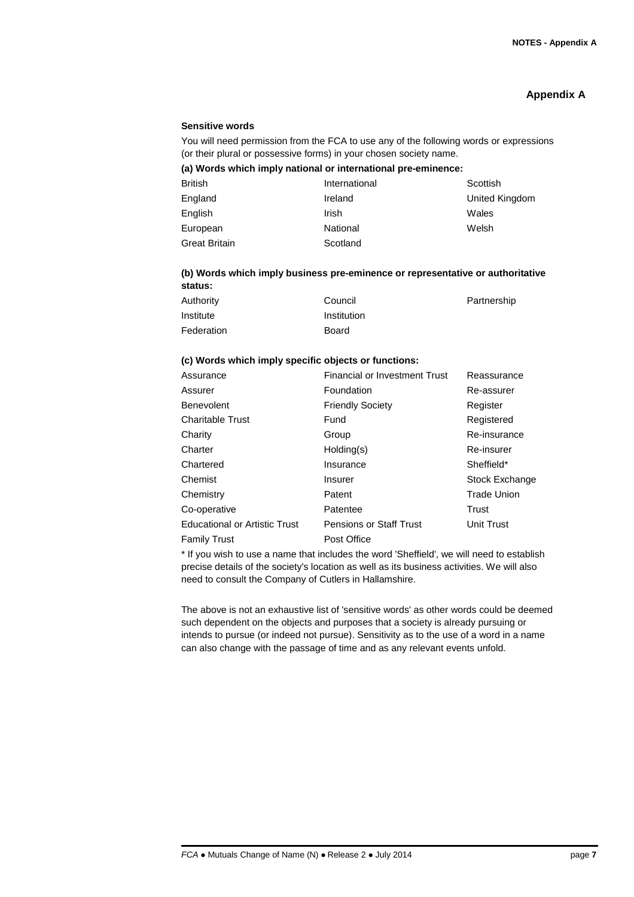## Appendix A

### Sensitive words

You will need permission from the FCA to use any of the following words or expressions (or their plural or possessive forms) in your chosen society name.

**(a) Words which imply national or international pre-eminence:**

| | | |
|---|---|---|
| British | International | Scottish |
| England | Ireland | United Kingdom |
| English | Irish | Wales |
| European | National | Welsh |
| Great Britain | Scotland | |

**(b) Words which imply business pre-eminence or representative or authoritative status:**

| | | |
|---|---|---|
| Authority | Council | Partnership |
| Institute | Institution | |
| Federation | Board | |

**(c) Words which imply specific objects or functions:**

| | | |
|---|---|---|
| Assurance | Financial or Investment Trust | Reassurance |
| Assurer | Foundation | Re-assurer |
| Benevolent | Friendly Society | Register |
| Charitable Trust | Fund | Registered |
| Charity | Group | Re-insurance |
| Charter | Holding(s) | Re-insurer |
| Chartered | Insurance | Sheffield* |
| Chemist | Insurer | Stock Exchange |
| Chemistry | Patent | Trade Union |
| Co-operative | Patentee | Trust |
| Educational or Artistic Trust | Pensions or Staff Trust | Unit Trust |
| Family Trust | Post Office | |

* If you wish to use a name that includes the word 'Sheffield', we will need to establish precise details of the society's location as well as its business activities. We will also need to consult the Company of Cutlers in Hallamshire.

The above is not an exhaustive list of 'sensitive words' as other words could be deemed such dependent on the objects and purposes that a society is already pursuing or intends to pursue (or indeed not pursue). Sensitivity as to the use of a word in a name can also change with the passage of time and as any relevant events unfold.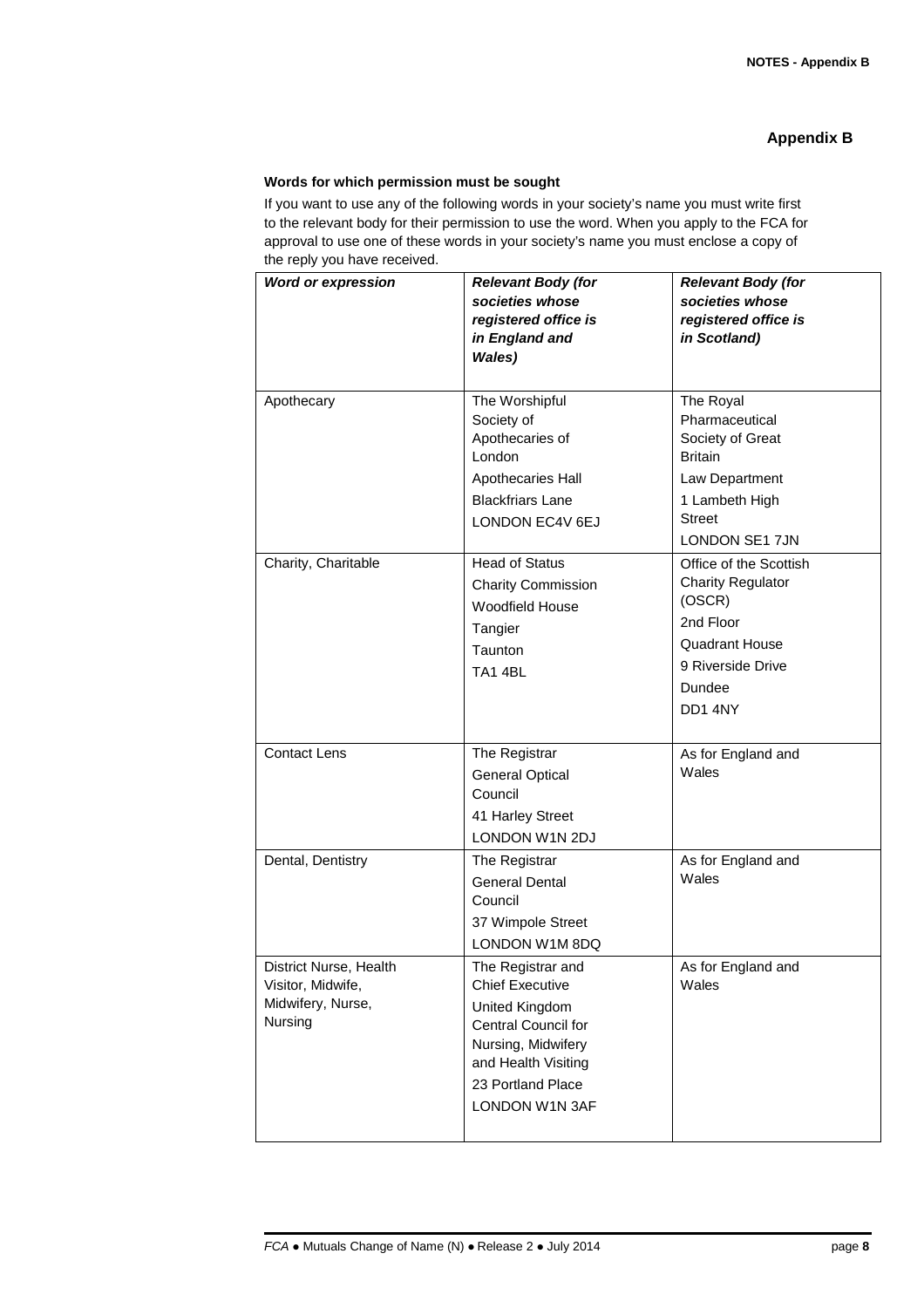## Appendix B

**Words for which permission must be sought**

If you want to use any of the following words in your society's name you must write first to the relevant body for their permission to use the word. When you apply to the FCA for approval to use one of these words in your society's name you must enclose a copy of the reply you have received.

| ***Word or expression*** | ***Relevant Body (for societies whose registered office is in England and Wales)*** | ***Relevant Body (for societies whose registered office is in Scotland)*** |
|---|---|---|
| Apothecary | The Worshipful Society of Apothecaries of London<br>Apothecaries Hall<br>Blackfriars Lane<br>LONDON EC4V 6EJ | The Royal Pharmaceutical Society of Great Britain<br>Law Department<br>1 Lambeth High Street<br>LONDON SE1 7JN |
| Charity, Charitable | Head of Status<br>Charity Commission<br>Woodfield House<br>Tangier<br>Taunton<br>TA1 4BL | Office of the Scottish Charity Regulator (OSCR)<br>2nd Floor<br>Quadrant House<br>9 Riverside Drive<br>Dundee<br>DD1 4NY |
| Contact Lens | The Registrar<br>General Optical Council<br>41 Harley Street<br>LONDON W1N 2DJ | As for England and Wales |
| Dental, Dentistry | The Registrar<br>General Dental Council<br>37 Wimpole Street<br>LONDON W1M 8DQ | As for England and Wales |
| District Nurse, Health Visitor, Midwife, Midwifery, Nurse, Nursing | The Registrar and Chief Executive<br>United Kingdom Central Council for Nursing, Midwifery and Health Visiting<br>23 Portland Place<br>LONDON W1N 3AF | As for England and Wales |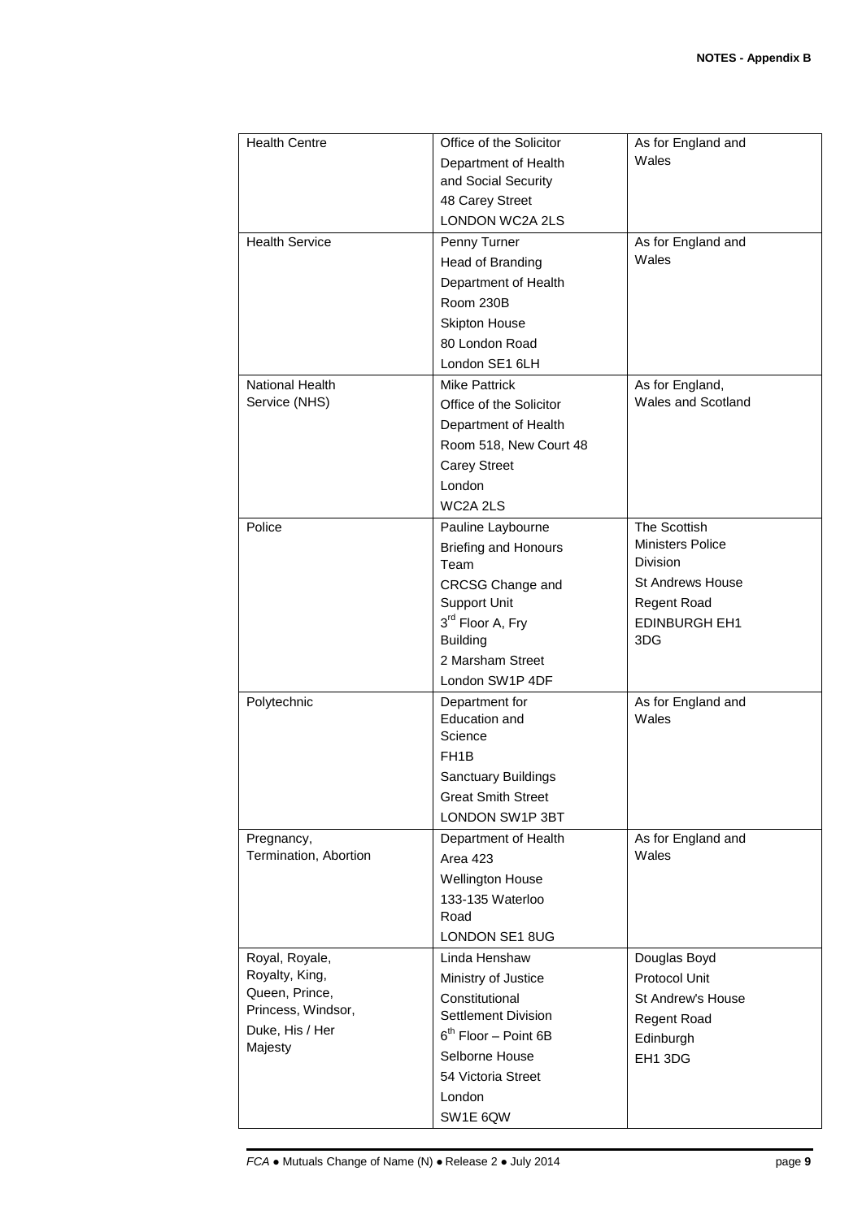| Health Centre | Office of the Solicitor<br>Department of Health and Social Security<br>48 Carey Street<br>LONDON WC2A 2LS | As for England and Wales |
|---|---|---|
| Health Service | Penny Turner<br>Head of Branding<br>Department of Health<br>Room 230B<br>Skipton House<br>80 London Road<br>London SE1 6LH | As for England and Wales |
| National Health Service (NHS) | Mike Pattrick<br>Office of the Solicitor<br>Department of Health<br>Room 518, New Court 48<br>Carey Street<br>London<br>WC2A 2LS | As for England, Wales and Scotland |
| Police | Pauline Laybourne<br>Briefing and Honours Team<br>CRCSG Change and Support Unit<br>3rd Floor A, Fry Building<br>2 Marsham Street<br>London SW1P 4DF | The Scottish Ministers Police Division<br>St Andrews House<br>Regent Road<br>EDINBURGH EH1 3DG |
| Polytechnic | Department for Education and Science<br>FH1B<br>Sanctuary Buildings<br>Great Smith Street<br>LONDON SW1P 3BT | As for England and Wales |
| Pregnancy, Termination, Abortion | Department of Health<br>Area 423<br>Wellington House<br>133-135 Waterloo Road<br>LONDON SE1 8UG | As for England and Wales |
| Royal, Royale, Royalty, King, Queen, Prince, Princess, Windsor, Duke, His / Her Majesty | Linda Henshaw<br>Ministry of Justice<br>Constitutional Settlement Division<br>6th Floor – Point 6B<br>Selborne House<br>54 Victoria Street<br>London<br>SW1E 6QW | Douglas Boyd<br>Protocol Unit<br>St Andrew's House<br>Regent Road<br>Edinburgh<br>EH1 3DG |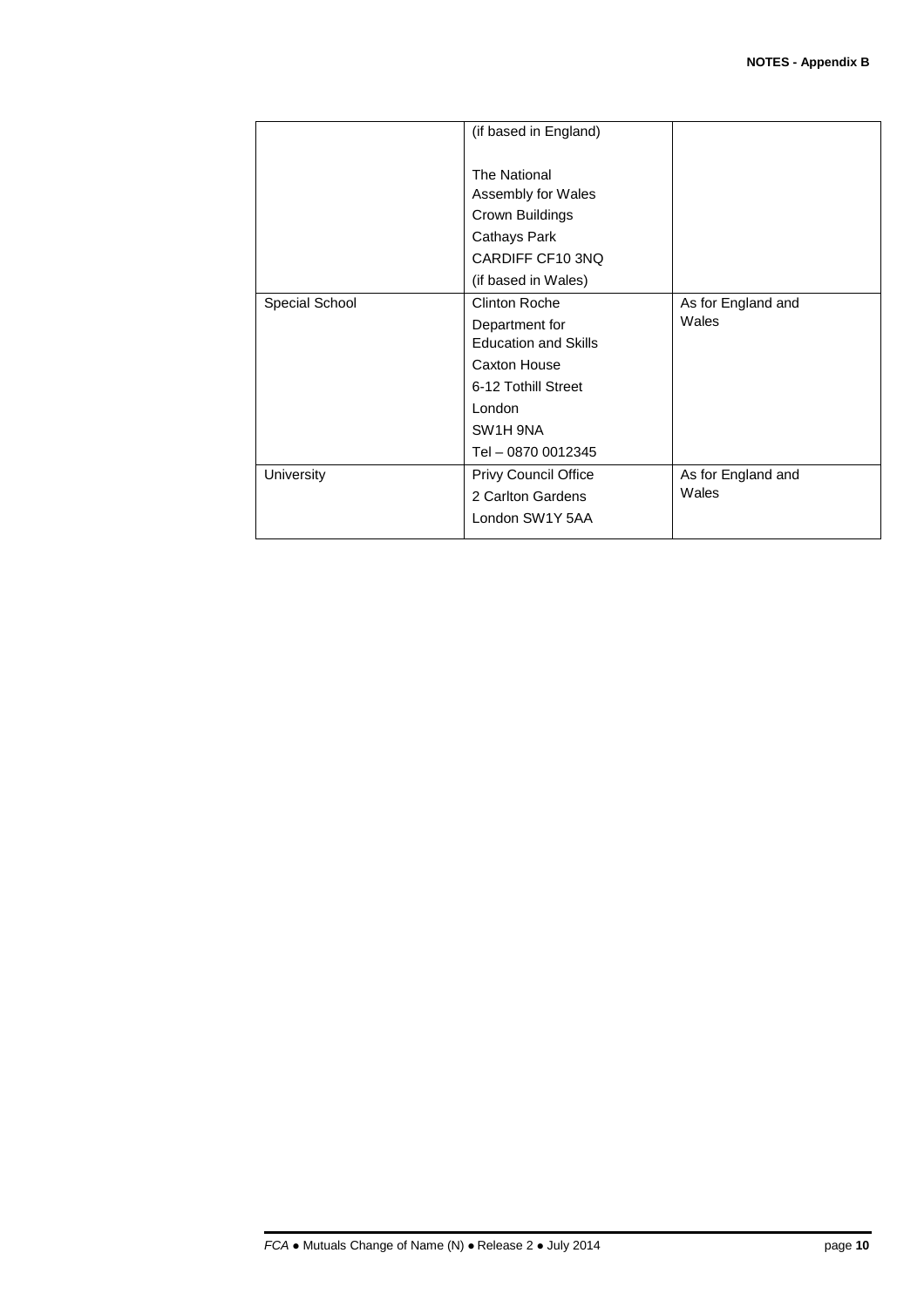| | | |
|---|---|---|
| | (if based in England)<br><br>The National Assembly for Wales<br>Crown Buildings<br>Cathays Park<br>CARDIFF CF10 3NQ<br>(if based in Wales) | |
| Special School | Clinton Roche<br>Department for Education and Skills<br>Caxton House<br>6-12 Tothill Street<br>London<br>SW1H 9NA<br>Tel – 0870 0012345 | As for England and Wales |
| University | Privy Council Office<br>2 Carlton Gardens<br>London SW1Y 5AA | As for England and Wales |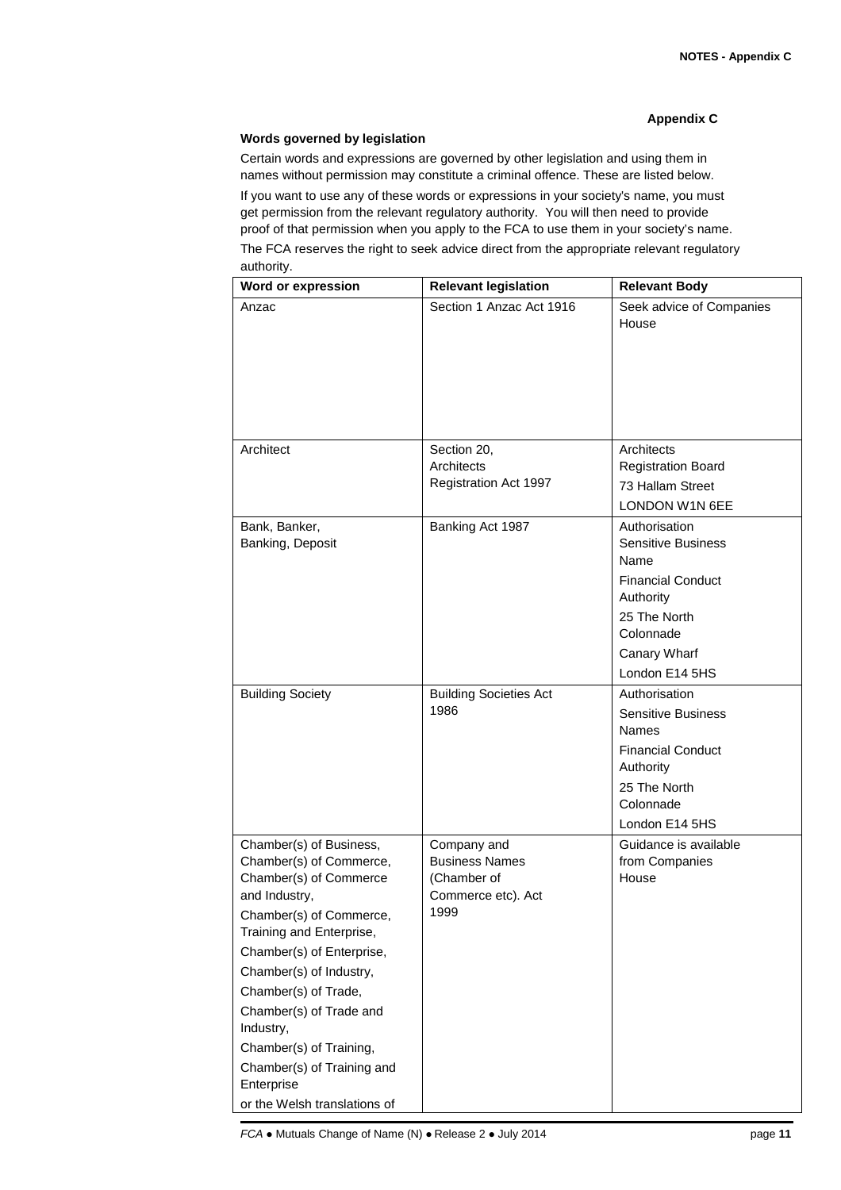## Appendix C

### Words governed by legislation

Certain words and expressions are governed by other legislation and using them in names without permission may constitute a criminal offence. These are listed below.

If you want to use any of these words or expressions in your society's name, you must get permission from the relevant regulatory authority. You will then need to provide proof of that permission when you apply to the FCA to use them in your society's name.

The FCA reserves the right to seek advice direct from the appropriate relevant regulatory authority.

| Word or expression | Relevant legislation | Relevant Body |
|---|---|---|
| Anzac | Section 1 Anzac Act 1916 | Seek advice of Companies House |
| Architect | Section 20, Architects Registration Act 1997 | Architects Registration Board<br>73 Hallam Street<br>LONDON W1N 6EE |
| Bank, Banker, Banking, Deposit | Banking Act 1987 | Authorisation<br>Sensitive Business Name<br>Financial Conduct Authority<br>25 The North Colonnade<br>Canary Wharf<br>London E14 5HS |
| Building Society | Building Societies Act 1986 | Authorisation<br>Sensitive Business Names<br>Financial Conduct Authority<br>25 The North Colonnade<br>London E14 5HS |
| Chamber(s) of Business,<br>Chamber(s) of Commerce,<br>Chamber(s) of Commerce and Industry,<br>Chamber(s) of Commerce, Training and Enterprise,<br>Chamber(s) of Enterprise,<br>Chamber(s) of Industry,<br>Chamber(s) of Trade,<br>Chamber(s) of Trade and Industry,<br>Chamber(s) of Training,<br>Chamber(s) of Training and Enterprise<br>or the Welsh translations of | Company and Business Names (Chamber of Commerce etc). Act 1999 | Guidance is available from Companies House |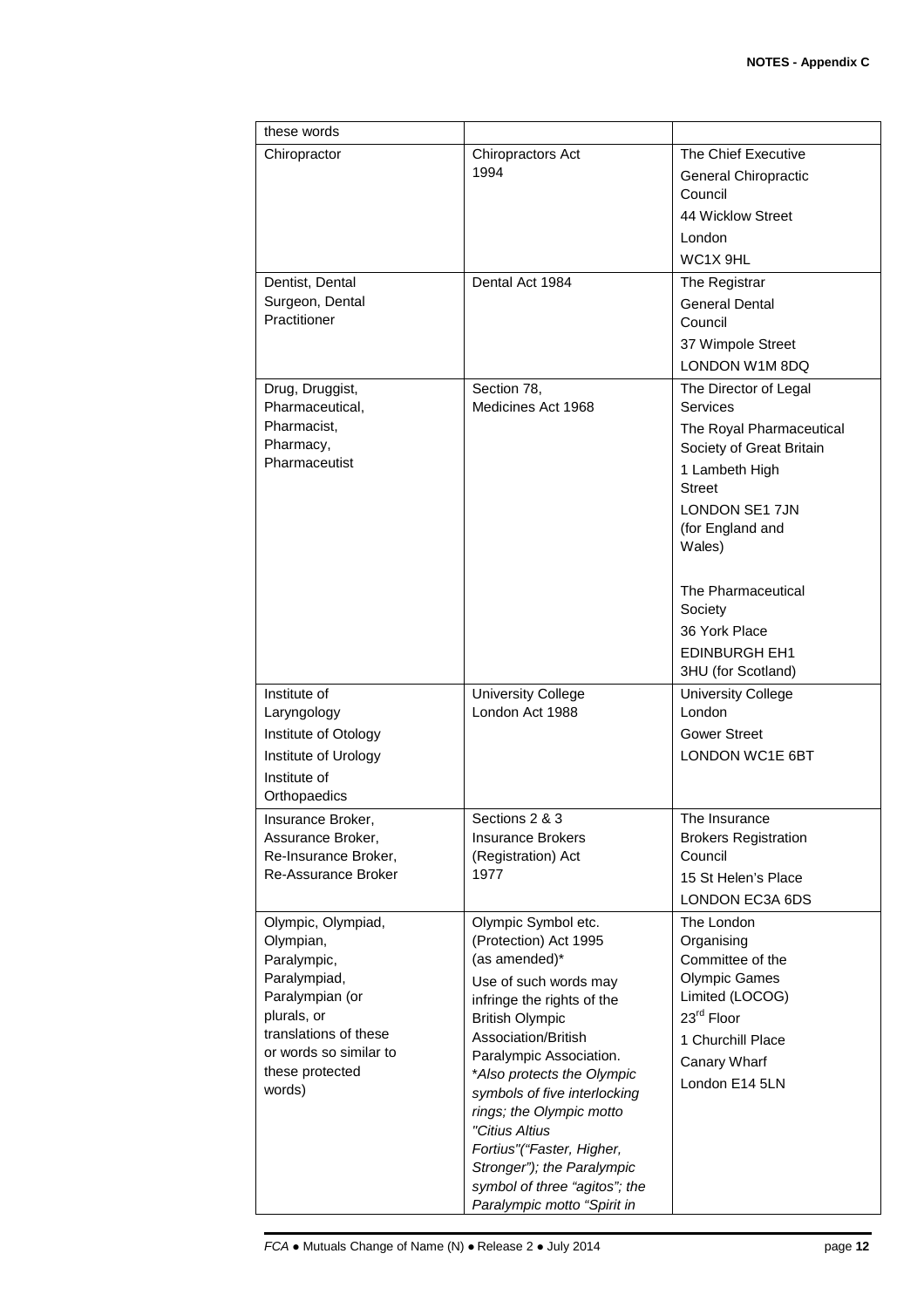| | | |
|---|---|---|
| these words | | |
| Chiropractor | Chiropractors Act 1994 | The Chief Executive<br>General Chiropractic Council<br>44 Wicklow Street<br>London<br>WC1X 9HL |
| Dentist, Dental Surgeon, Dental Practitioner | Dental Act 1984 | The Registrar<br>General Dental Council<br>37 Wimpole Street<br>LONDON W1M 8DQ |
| Drug, Druggist, Pharmaceutical, Pharmacist, Pharmacy, Pharmaceutist | Section 78, Medicines Act 1968 | The Director of Legal Services<br>The Royal Pharmaceutical Society of Great Britain<br>1 Lambeth High Street<br>LONDON SE1 7JN (for England and Wales)<br><br>The Pharmaceutical Society<br>36 York Place<br>EDINBURGH EH1 3HU (for Scotland) |
| Institute of Laryngology<br>Institute of Otology<br>Institute of Urology<br>Institute of Orthopaedics | University College London Act 1988 | University College London<br>Gower Street<br>LONDON WC1E 6BT |
| Insurance Broker, Assurance Broker, Re-Insurance Broker, Re-Assurance Broker | Sections 2 & 3 Insurance Brokers (Registration) Act 1977 | The Insurance Brokers Registration Council<br>15 St Helen's Place<br>LONDON EC3A 6DS |
| Olympic, Olympiad, Olympian, Paralympic, Paralympiad, Paralympian (or plurals, or translations of these or words so similar to these protected words) | Olympic Symbol etc. (Protection) Act 1995 (as amended)*<br>Use of such words may infringe the rights of the British Olympic Association/British Paralympic Association.<br>*\*Also protects the Olympic symbols of five interlocking rings; the Olympic motto "Citius Altius Fortius"("Faster, Higher, Stronger"); the Paralympic symbol of three "agitos"; the Paralympic motto "Spirit in* | The London Organising Committee of the Olympic Games Limited (LOCOG)<br>23rd Floor<br>1 Churchill Place<br>Canary Wharf<br>London E14 5LN |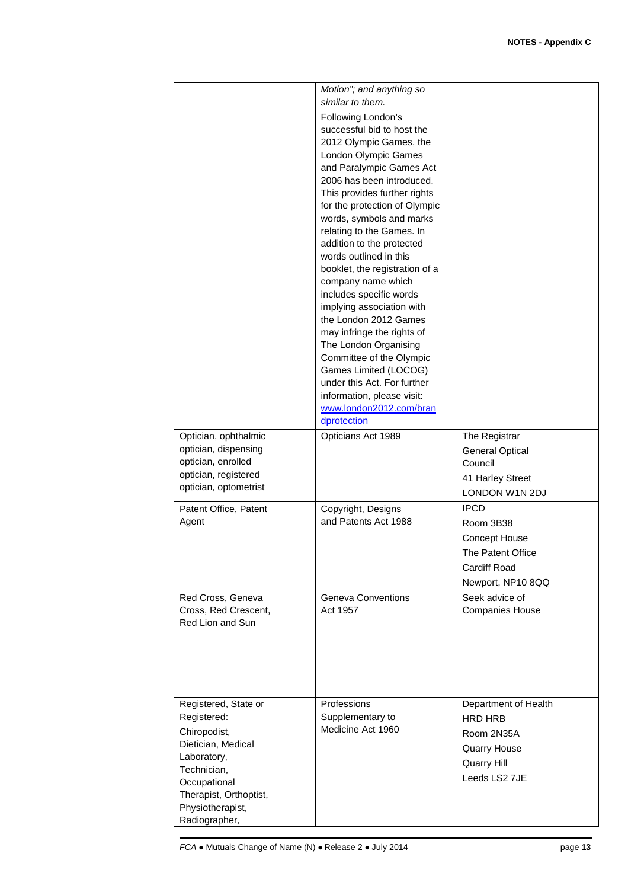| | | |
|---|---|---|
| | *Motion"; and anything so similar to them.* Following London's successful bid to host the 2012 Olympic Games, the London Olympic Games and Paralympic Games Act 2006 has been introduced. This provides further rights for the protection of Olympic words, symbols and marks relating to the Games. In addition to the protected words outlined in this booklet, the registration of a company name which includes specific words implying association with the London 2012 Games may infringe the rights of The London Organising Committee of the Olympic Games Limited (LOCOG) under this Act. For further information, please visit: [www.london2012.com/brandprotection](www.london2012.com/brandprotection) | |
| Optician, ophthalmic optician, dispensing optician, enrolled optician, registered optician, optometrist | Opticians Act 1989 | The Registrar General Optical Council 41 Harley Street LONDON W1N 2DJ |
| Patent Office, Patent Agent | Copyright, Designs and Patents Act 1988 | IPCD Room 3B38 Concept House The Patent Office Cardiff Road Newport, NP10 8QQ |
| Red Cross, Geneva Cross, Red Crescent, Red Lion and Sun | Geneva Conventions Act 1957 | Seek advice of Companies House |
| Registered, State or Registered: Chiropodist, Dietician, Medical Laboratory, Technician, Occupational Therapist, Orthoptist, Physiotherapist, Radiographer, | Professions Supplementary to Medicine Act 1960 | Department of Health HRD HRB Room 2N35A Quarry House Quarry Hill Leeds LS2 7JE |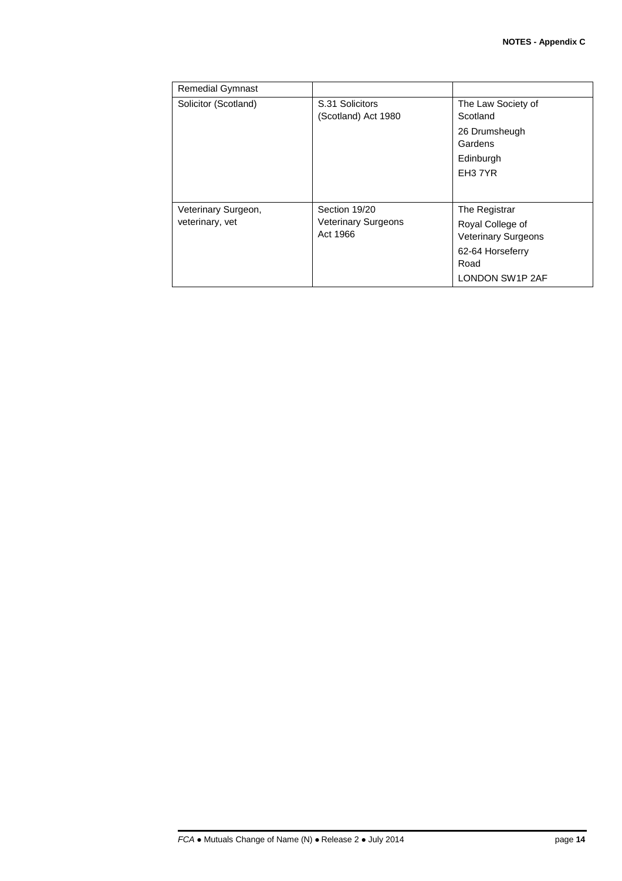| | | |
|---|---|---|
| Remedial Gymnast | | |
| Solicitor (Scotland) | S.31 Solicitors (Scotland) Act 1980 | The Law Society of Scotland<br>26 Drumsheugh Gardens<br>Edinburgh<br>EH3 7YR |
| Veterinary Surgeon, veterinary, vet | Section 19/20 Veterinary Surgeons Act 1966 | The Registrar<br>Royal College of Veterinary Surgeons<br>62-64 Horseferry Road<br>LONDON SW1P 2AF |